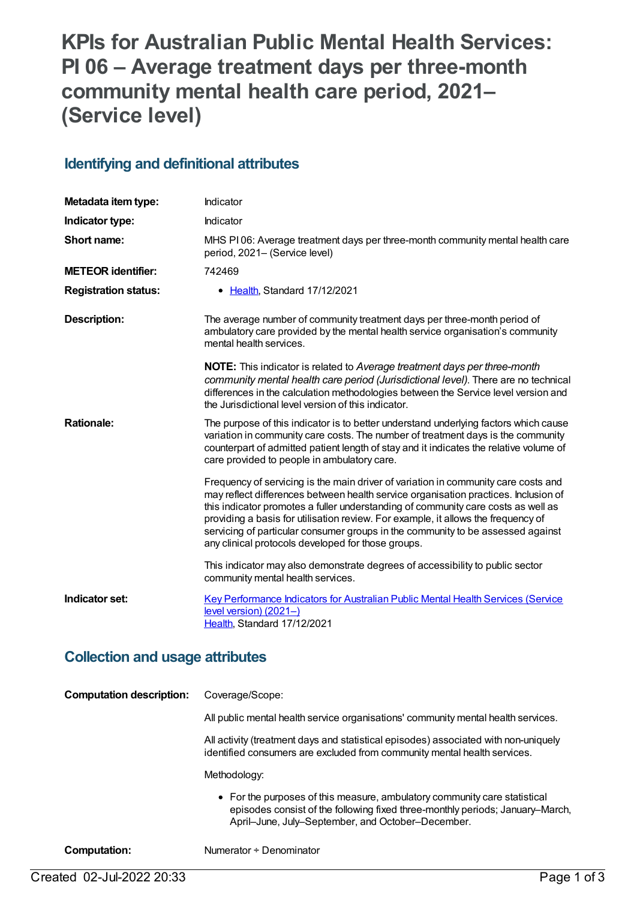# KPIs for Australian Public Mental Health Services: PI 06 – Average treatment days per three-month community mental health care period, 2021– (Service level)

## Identifying and definitional attributes

| | |
|---|---|
| **Metadata item type:** | Indicator |
| **Indicator type:** | Indicator |
| **Short name:** | MHS PI 06: Average treatment days per three-month community mental health care period, 2021– (Service level) |
| **METEOR identifier:** | 742469 |
| **Registration status:** | • Health, Standard 17/12/2021 |
| **Description:** | The average number of community treatment days per three-month period of ambulatory care provided by the mental health service organisation's community mental health services.<br><br>**NOTE:** This indicator is related to *Average treatment days per three-month community mental health care period (Jurisdictional level).* There are no technical differences in the calculation methodologies between the Service level version and the Jurisdictional level version of this indicator. |
| **Rationale:** | The purpose of this indicator is to better understand underlying factors which cause variation in community care costs. The number of treatment days is the community counterpart of admitted patient length of stay and it indicates the relative volume of care provided to people in ambulatory care.<br><br>Frequency of servicing is the main driver of variation in community care costs and may reflect differences between health service organisation practices. Inclusion of this indicator promotes a fuller understanding of community care costs as well as providing a basis for utilisation review. For example, it allows the frequency of servicing of particular consumer groups in the community to be assessed against any clinical protocols developed for those groups.<br><br>This indicator may also demonstrate degrees of accessibility to public sector community mental health services. |
| **Indicator set:** | Key Performance Indicators for Australian Public Mental Health Services (Service level version) (2021–)<br>Health, Standard 17/12/2021 |

## Collection and usage attributes

| | |
|---|---|
| **Computation description:** | Coverage/Scope:<br><br>All public mental health service organisations' community mental health services.<br><br>All activity (treatment days and statistical episodes) associated with non-uniquely identified consumers are excluded from community mental health services.<br><br>Methodology:<br><br>• For the purposes of this measure, ambulatory community care statistical episodes consist of the following fixed three-monthly periods; January–March, April–June, July–September, and October–December. |
| **Computation:** | Numerator ÷ Denominator |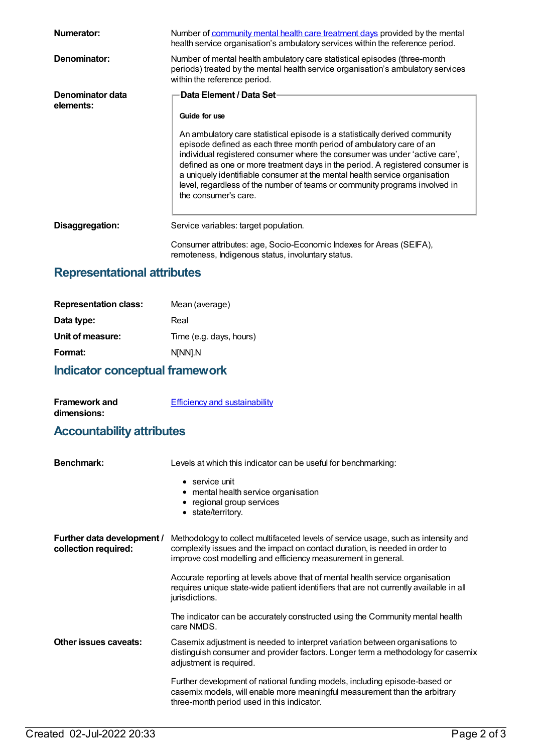**Numerator:** Number of community mental health care treatment days provided by the mental health service organisation's ambulatory services within the reference period.

**Denominator:** Number of mental health ambulatory care statistical episodes (three-month periods) treated by the mental health service organisation's ambulatory services within the reference period.

**Denominator data elements:**

**Data Element / Data Set**

**Guide for use**

An ambulatory care statistical episode is a statistically derived community episode defined as each three month period of ambulatory care of an individual registered consumer where the consumer was under 'active care', defined as one or more treatment days in the period. A registered consumer is a uniquely identifiable consumer at the mental health service organisation level, regardless of the number of teams or community programs involved in the consumer's care.

**Disaggregation:** Service variables: target population.

Consumer attributes: age, Socio-Economic Indexes for Areas (SEIFA), remoteness, Indigenous status, involuntary status.

## Representational attributes

**Representation class:** Mean (average)

**Data type:** Real

**Unit of measure:** Time (e.g. days, hours)

**Format:** N[NN].N

## Indicator conceptual framework

**Framework and dimensions:** Efficiency and sustainability

## Accountability attributes

**Benchmark:** Levels at which this indicator can be useful for benchmarking:

- service unit
- mental health service organisation
- regional group services
- state/territory.

**Further data development / collection required:** Methodology to collect multifaceted levels of service usage, such as intensity and complexity issues and the impact on contact duration, is needed in order to improve cost modelling and efficiency measurement in general.

Accurate reporting at levels above that of mental health service organisation requires unique state-wide patient identifiers that are not currently available in all jurisdictions.

The indicator can be accurately constructed using the Community mental health care NMDS.

**Other issues caveats:** Casemix adjustment is needed to interpret variation between organisations to distinguish consumer and provider factors. Longer term a methodology for casemix adjustment is required.

Further development of national funding models, including episode-based or casemix models, will enable more meaningful measurement than the arbitrary three-month period used in this indicator.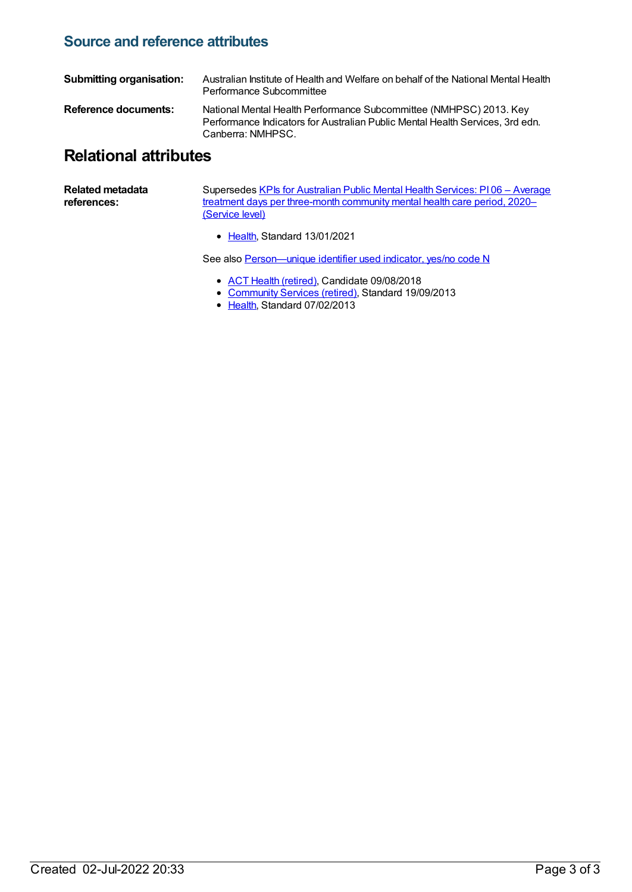## Source and reference attributes

**Submitting organisation:** Australian Institute of Health and Welfare on behalf of the National Mental Health Performance Subcommittee

**Reference documents:** National Mental Health Performance Subcommittee (NMHPSC) 2013. Key Performance Indicators for Australian Public Mental Health Services, 3rd edn. Canberra: NMHPSC.

# Relational attributes

**Related metadata references:**

Supersedes KPIs for Australian Public Mental Health Services: PI 06 – Average treatment days per three-month community mental health care period, 2020– (Service level)

- Health, Standard 13/01/2021

See also Person—unique identifier used indicator, yes/no code N

- ACT Health (retired), Candidate 09/08/2018
- Community Services (retired), Standard 19/09/2013
- Health, Standard 07/02/2013